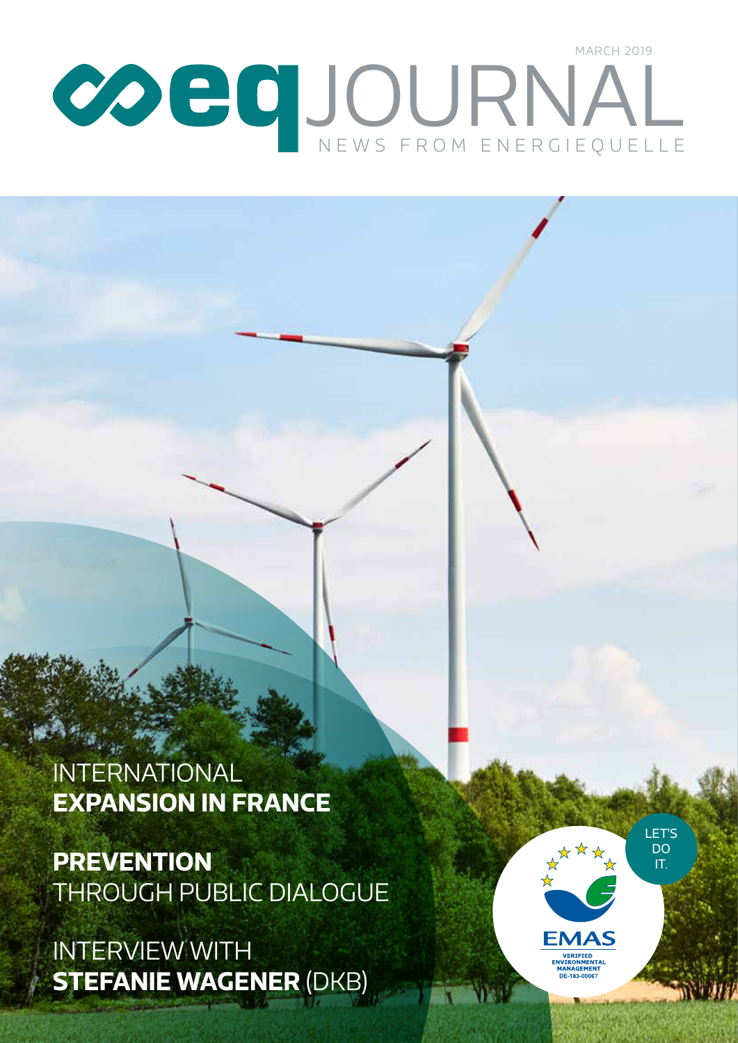MARCH 2019

# eq JOURNAL

NEWS FROM ENERGIEQUELLE

INTERNATIONAL **EXPANSION IN FRANCE**

**PREVENTION** THROUGH PUBLIC DIALOGUE

INTERVIEW WITH **STEFANIE WAGENER** (DKB)

LET'S DO IT.

EMAS VERIFIED ENVIRONMENTAL MANAGEMENT DE-183-00067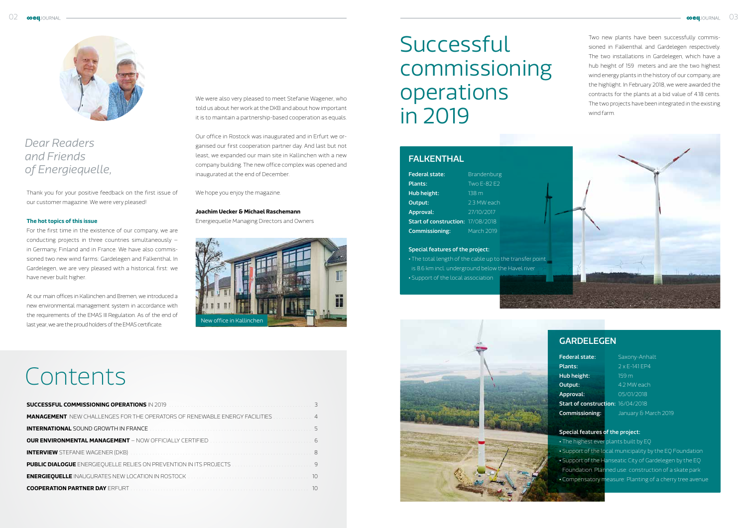*Dear Readers and Friends of Energiequelle,*

Thank you for your positive feedback on the first issue of our customer magazine. We were very pleased!

**The hot topics of this issue**

For the first time in the existence of our company, we are conducting projects in three countries simultaneously – in Germany, Finland and in France. We have also commissioned two new wind farms: Gardelegen and Falkenthal. In Gardelegen, we are very pleased with a historical first: we have never built higher.

At our main offices in Kallinchen and Bremen, we introduced a new environmental management system in accordance with the requirements of the EMAS III Regulation. As of the end of last year, we are the proud holders of the EMAS certificate.

We were also very pleased to meet Stefanie Wagener, who told us about her work at the DKB and about how important it is to maintain a partnership-based cooperation as equals.

Our office in Rostock was inaugurated and in Erfurt we organised our first cooperation partner day. And last but not least, we expanded our main site in Kallinchen with a new company building. The new office complex was opened and inaugurated at the end of December.

We hope you enjoy the magazine.

**Joachim Uecker & Michael Raschemann**
Energiequelle Managing Directors and Owners

New office in Kallinchen

# Contents

| | |
|---|---|
| **SUCCESSFUL COMMISSIONING OPERATIONS** IN 2019 | 3 |
| **MANAGEMENT** NEW CHALLENGES FOR THE OPERATORS OF RENEWABLE ENERGY FACILITIES | 4 |
| **INTERNATIONAL** SOUND GROWTH IN FRANCE | 5 |
| **OUR ENVIRONMENTAL MANAGEMENT** – NOW OFFICIALLY CERTIFIED | 6 |
| **INTERVIEW** STEFANIE WAGENER (DKB) | 8 |
| **PUBLIC DIALOGUE** ENERGIEQUELLE RELIES ON PREVENTION IN ITS PROJECTS | 9 |
| **ENERGIEQUELLE** INAUGURATES NEW LOCATION IN ROSTOCK | 10 |
| **COOPERATION PARTNER DAY** ERFURT | 10 |

# Successful commissioning operations in 2019

Two new plants have been successfully commissioned in Falkenthal and Gardelegen respectively. The two installations in Gardelegen, which have a hub height of 159 meters and are the two highest wind energy plants in the history of our company, are the highlight. In February 2018, we were awarded the contracts for the plants at a bid value of 4.18 cents. The two projects have been integrated in the existing wind farm.

## FALKENTHAL

**Federal state:** Brandenburg
**Plants:** Two E-82 E2
**Hub height:** 138 m
**Output:** 2.3 MW each
**Approval:** 27/10/2017
**Start of construction:** 17/08/2018
**Commissioning:** March 2019

**Special features of the project:**

- The total length of the cable up to the transfer point is 8.6 km incl. underground below the Havel river
- Support of the local association

## GARDELEGEN

**Federal state:** Saxony-Anhalt
**Plants:** 2 x E-141 EP4
**Hub height:** 159 m
**Output:** 4.2 MW each
**Approval:** 05/01/2018
**Start of construction:** 16/04/2018
**Commissioning:** January & March 2019

**Special features of the project:**

- The highest ever plants built by EQ
- Support of the local municipality by the EQ Foundation
- Support of the Hanseatic City of Gardelegen by the EQ Foundation. Planned use: construction of a skate park
- Compensatory measure: Planting of a cherry tree avenue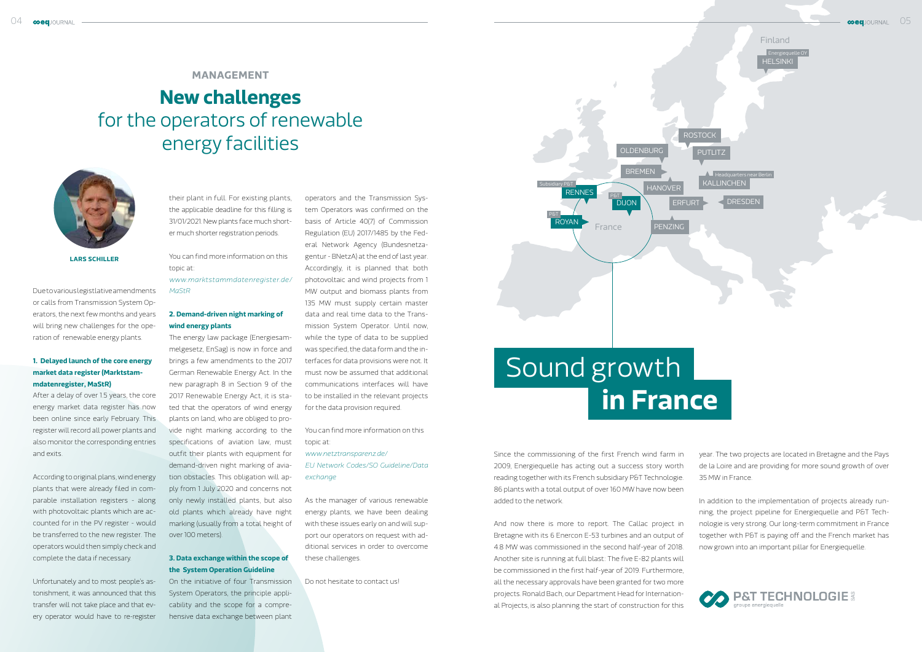## MANAGEMENT

# **New challenges** for the operators of renewable energy facilities

**LARS SCHILLER**

Due to various legistlative amendments or calls from Transmission System Operators, the next few months and years will bring new challenges for the operation of renewable energy plants.

### 1. Delayed launch of the core energy market data register (Marktstammdatenregister, MaStR)

After a delay of over 1.5 years, the core energy market data register has now been online since early February. This register will record all power plants and also monitor the corresponding entries and exits.

According to original plans, wind energy plants that were already filed in comparable installation registers - along with photovoltaic plants which are accounted for in the PV register - would be transferred to the new register. The operators would then simply check and complete the data if necessary.

Unfortunately and to most people's astonishment, it was announced that this transfer will not take place and that every operator would have to re-register their plant in full. For existing plants, the applicable deadline for this filling is 31/01/2021. New plants face much shorter much shorter registration periods.

You can find more information on this topic at:
*www.marktstammdatenregister.de/MaStR*

### 2. Demand-driven night marking of wind energy plants

The energy law package (Energiesammelgesetz, EnSag) is now in force and brings a few amendments to the 2017 German Renewable Energy Act. In the new paragraph 8 in Section 9 of the 2017 Renewable Energy Act, it is stated that the operators of wind energy plants on land, who are obliged to provide night marking according to the specifications of aviation law, must outfit their plants with equipment for demand-driven night marking of aviation obstacles. This obligation will apply from 1 July 2020 and concerns not only newly installed plants, but also old plants which already have night marking (usually from a total height of over 100 meters).

### 3. Data exchange within the scope of the System Operation Guideline

On the initiative of four Transmission System Operators, the principle applicability and the scope for a comprehensive data exchange between plant operators and the Transmission System Operators was confirmed on the basis of Article 40(7) of Commission Regulation (EU) 2017/1485 by the Federal Network Agency (Bundesnetzagentur - BNetzA) at the end of last year. Accordingly, it is planned that both photovoltaic and wind projects from 1 MW output and biomass plants from 135 MW must supply certain master data and real time data to the Transmission System Operator. Until now, while the type of data to be supplied was specified, the data form and the interfaces for data provisions were not. It must now be assumed that additional communications interfaces will have to be installed in the relevant projects for the data provision required.

You can find more information on this topic at:
*www.netztransparenz.de/EU Network Codes/SO Guideline/Data exchange*

As the manager of various renewable energy plants, we have been dealing with these issues early on and will support our operators on request with additional services in order to overcome these challenges.

Do not hesitate to contact us!

Finland
Energiequelle OY HELSINKI
ROSTOCK
OLDENBURG
PUTLITZ
BREMEN
Headquarters near Berlin KALLINCHEN
Subsidiary P&T RENNES
HANOVER
P&T DIJON
ERFURT
DRESDEN
P&T ROYAN
France
PENZING

# Sound growth **in France**

Since the commissioning of the first French wind farm in 2009, Energiequelle has acting out a success story worth reading together with its French subsidiary P&T Technologie. 86 plants with a total output of over 160 MW have now been added to the network.

And now there is more to report: The Callac project in Bretagne with its 6 Enercon E-53 turbines and an output of 4.8 MW was commissioned in the second half-year of 2018. Another site is running at full blast: The five E-82 plants will be commissioned in the first half-year of 2019. Furthermore, all the necessary approvals have been granted for two more projects. Ronald Bach, our Department Head for International Projects, is also planning the start of construction for this year. The two projects are located in Bretagne and the Pays de la Loire and are providing for more sound growth of over 35 MW in France.

In addition to the implementation of projects already running, the project pipeline for Energiequelle and P&T Technologie is very strong. Our long-term commitment in France together with P&T is paying off and the French market has now grown into an important pillar for Energiequelle.

P&T TECHNOLOGIE SAS
groupe energiequelle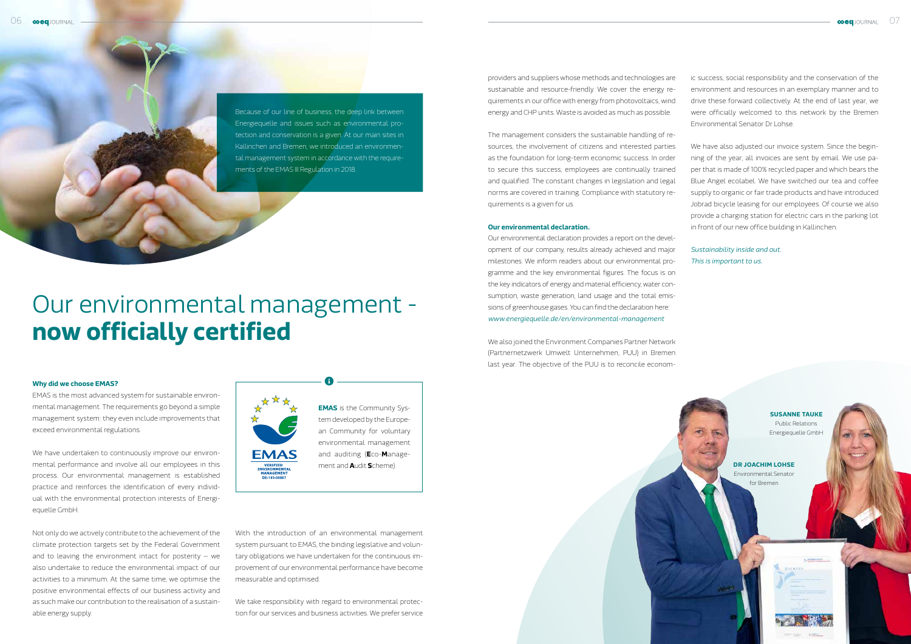Because of our line of business, the deep link between Energiequelle and issues such as environmental protection and conservation is a given. At our main sites in Kallinchen and Bremen, we introduced an environmental management system in accordance with the requirements of the EMAS III Regulation in 2018.

# Our environmental management - **now officially certified**

**Why did we choose EMAS?**

EMAS is the most advanced system for sustainable environmental management. The requirements go beyond a simple management system: they even include improvements that exceed environmental regulations.

We have undertaken to continuously improve our environmental performance and involve all our employees in this process. Our environmental management is established practice and reinforces the identification of every individual with the environmental protection interests of Energiequelle GmbH.

Not only do we actively contribute to the achievement of the climate protection targets set by the Federal Government and to leaving the environment intact for posterity – we also undertake to reduce the environmental impact of our activities to a minimum. At the same time, we optimise the positive environmental effects of our business activity and as such make our contribution to the realisation of a sustainable energy supply.

EMAS VERIFIED ENVIRONMENTAL MANAGEMENT DE-183-00067

**EMAS** is the Community System developed by the European Community for voluntary environmental management and auditing (**E**co-**M**anagement and **A**udit **S**cheme).

With the introduction of an environmental management system pursuant to EMAS, the binding legislative and voluntary obligations we have undertaken for the continuous improvement of our environmental performance have become measurable and optimised.

We take responsibility with regard to environmental protection for our services and business activities. We prefer service providers and suppliers whose methods and technologies are sustainable and resource-friendly. We cover the energy requirements in our office with energy from photovoltaics, wind energy and CHP units. Waste is avoided as much as possible.

The management considers the sustainable handling of resources, the involvement of citizens and interested parties as the foundation for long-term economic success. In order to secure this success, employees are continually trained and qualified. The constant changes in legislation and legal norms are covered in training. Compliance with statutory requirements is a given for us.

**Our environmental declaration.**

Our environmental declaration provides a report on the development of our company, results already achieved and major milestones. We inform readers about our environmental programme and the key environmental figures. The focus is on the key indicators of energy and material efficiency, water consumption, waste generation, land usage and the total emissions of greenhouse gases. You can find the declaration here: *www.energiequelle.de/en/environmental-management*

We also joined the Environment Companies Partner Network (Partnernetzwerk Umwelt Unternehmen, PUU) in Bremen last year. The objective of the PUU is to reconcile economic success, social responsibility and the conservation of the environment and resources in an exemplary manner and to drive these forward collectively. At the end of last year, we were officially welcomed to this network by the Bremen Environmental Senator Dr Lohse.

We have also adjusted our invoice system. Since the beginning of the year, all invoices are sent by email. We use paper that is made of 100% recycled paper and which bears the Blue Angel ecolabel. We have switched our tea and coffee supply to organic or fair trade products and have introduced Jobrad bicycle leasing for our employees. Of course we also provide a charging station for electric cars in the parking lot in front of our new office building in Kallinchen.

*Sustainability inside and out.*
*This is important to us.*

**SUSANNE TAUKE**
Public Relations
Energiequelle GmbH

**DR JOACHIM LOHSE**
Environmental Senator
for Bremen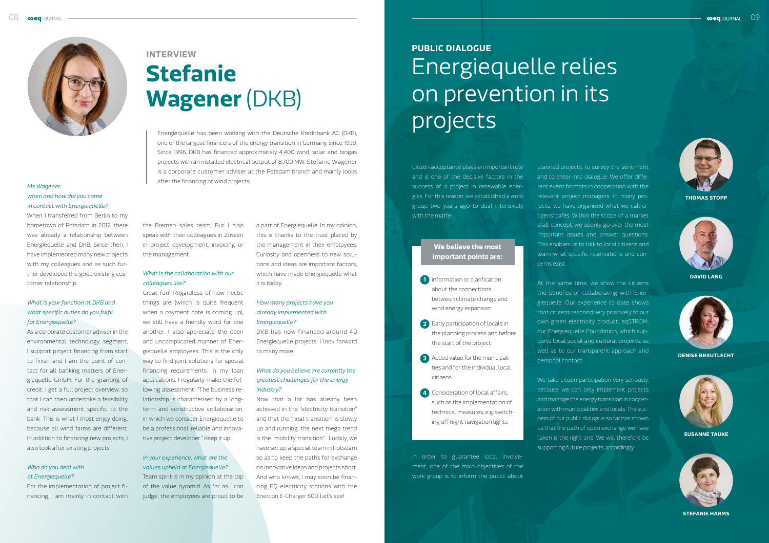## INTERVIEW

# Stefanie Wagener (DKB)

Energiequelle has been working with the Deutsche Kreditbank AG (DKB), one of the largest financers of the energy transition in Germany, since 1999. Since 1996, DKB has financed approximately 4,400 wind, solar and biogas projects with an installed electrical output of 8,700 MW. Stefanie Wagener is a corporate customer adviser at the Potsdam branch and mainly looks after the financing of wind projects.

*Ms Wagener, when and how did you come in contact with Energiequelle?*

When I transferred from Berlin to my hometown of Potsdam in 2012, there was already a relationship between Energiequelle and DKB. Since then, I have implemented many new projects with my colleagues and as such further developed the good existing customer relationship.

*What is your function at DKB and what specific duties do you fulfil for Energiequelle?*

As a corporate customer adviser in the environmental technology segment, I support project financing from start to finish and I am the point of contact for all banking matters of Energiequelle GmbH. For the granting of credit, I get a full project overview, so that I can then undertake a feasibility and risk assessment specific to the bank. This is what I most enjoy doing, because all wind farms are different. In addition to financing new projects, I also look after existing projects.

*Who do you deal with at Energiequelle?*

For the implementation of project financing, I am mainly in contact with the Bremen sales team. But I also speak with their colleagues in Zossen in project development, invoicing or the management.

*What is the collaboration with our colleagues like?*

Great fun! Regardless of how hectic things are (which is quite frequent when a payment date is coming up), we still have a friendly word for one another. I also appreciate the open and uncomplicated manner of Energiequelle employees. This is the only way to find joint solutions for special financing requirements. In my loan applications, I regularly make the following assessment: "The business relationship is characterised by a long-term and constructive collaboration, in which we consider Energiequelle to be a professional, reliable and innovative project developer." Keep it up!

*In your experience, what are the values upheld at Energiequelle?*

Team spirit is in my opinion at the top of the value pyramid. As far as I can judge, the employees are proud to be a part of Energiequelle. In my opinion, this is thanks to the trust placed by the management in their employees. Curiosity and openness to new solutions and ideas are important factors, which have made Energiequelle what it is today.

*How many projects have you already implemented with Energiequelle?*

DKB has now financed around 40 Energiequelle projects. I look forward to many more.

*What do you believe are currently the greatest challenges for the energy industry?*

Now that a lot has already been achieved in the "electricity transition" and that the "heat transition" is slowly up and running, the next mega trend is the "mobility transition". Luckily, we have set up a special team in Potsdam so as to keep the paths for exchange on innovative ideas and projects short. And who knows, I may soon be financing EQ electricity stations with the Enercon E-Charger 600. Let's see!

## PUBLIC DIALOGUE

# Energiequelle relies on prevention in its projects

Citizen acceptance plays an important role and is one of the decisive factors in the success of a project in renewable energies. For this reason, we established a work group two years ago to deal intensively with the matter.

**We believe the most important points are:**

1. information or clarification about the connections between climate change and wind energy expansion
2. Early participation of locals in the planning process and before the start of the project
3. Added value for the municipalities and for the individual local citizens
4. Consideration of local affairs, such as the implementation of technical measures, e.g. switching off night navigation lights

In order to guarantee local involvement, one of the main objectives of the work group is to inform the public about planned projects, to survey the sentiment and to enter into dialogue. We offer different event formats in cooperation with the relevant project managers. In many projects, we have organised what we call citizens' cafés. Within the scope of a market stall concept, we openly go over the most important issues and answer questions. This enables us to talk to local citizens and learn what specific reservations and concerns exist.

At the same time, we show the citizens the benefits of collaborating with Energiequelle. Our experience to date shows that citizens respond very positively to our own green electricity product, eqSTROM, our Energiequelle Foundation, which supports local social and cultural projects, as well as to our transparent approach and personal contact.

We take citizen participation very seriously, because we can only implement projects and manage the energy transition in cooperation with municipalities and locals. The success of our public dialogue so far has shown us that the path of open exchange we have taken is the right one. We will therefore be supporting future projects accordingly.

THOMAS STOPP

DAVID LANG

DENISE BRAUTLECHT

SUSANNE TAUKE

STEFANIE HARMS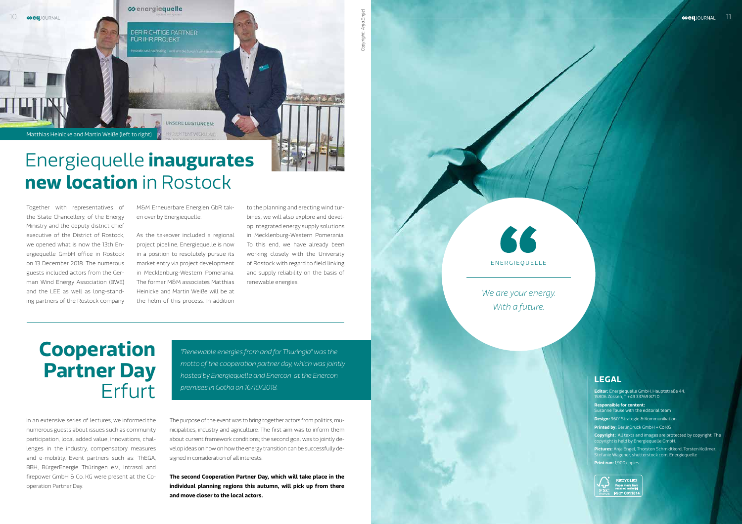Matthias Heinicke and Martin Weiße (left to right)

# Energiequelle **inaugurates new location** in Rostock

Together with representatives of the State Chancellery, of the Energy Ministry and the deputy district chief executive of the District of Rostock, we opened what is now the 13th Energiequelle GmbH office in Rostock on 13 December 2018. The numerous guests included actors from the German Wind Energy Association (BWE) and the LEE as well as long-standing partners of the Rostock company M&M Erneuerbare Energien GbR taken over by Energiequelle.

As the takeover included a regional project pipeline, Energiequelle is now in a position to resolutely pursue its market entry via project development in Mecklenburg-Western Pomerania. The former M&M associates Matthias Heinicke and Martin Weiße will be at the helm of this process. In addition to the planning and erecting wind turbines, we will also explore and develop integrated energy supply solutions in Mecklenburg-Western Pomerania. To this end, we have already been working closely with the University of Rostock with regard to field linking and supply reliability on the basis of renewable energies.

Copyright: Anja Engel

# **Cooperation Partner Day** Erfurt

*"Renewable energies from and for Thuringia" was the motto of the cooperation partner day, which was jointly hosted by Energiequelle and Enercon at the Enercon premises in Gotha on 16/10/2018.*

In an extensive series of lectures, we informed the numerous guests about issues such as community participation, local added value, innovations, challenges in the industry, compensatory measures and e-mobility. Event partners such as: ThEGA, BBH, BürgerEnergie Thüringen e.V., Intrasol and firepower GmbH & Co. KG were present at the Cooperation Partner Day.

The purpose of the event was to bring together actors from politics, municipalities, industry and agriculture. The first aim was to inform them about current framework conditions; the second goal was to jointly develop ideas on how on how the energy transition can be successfully designed in consideration of all interests.

**The second Cooperation Partner Day, which will take place in the individual planning regions this autumn, will pick up from there and move closer to the local actors.**

ENERGIEQUELLE

*We are your energy. With a future.*

## LEGAL

**Editor:** Energiequelle GmbH, Hauptstraße 44, 15806 Zossen, T +49 33769 871 0

**Responsible for content:** Susanne Tauke with the editorial team

**Design:** 960° Strategie & Kommunikation

**Printed by:** BerlinDruck GmbH + Co KG

**Copyright:** All texts and images are protected by copyright. The copyright is held by Energiequelle GmbH.

**Pictures:** Anja Engel, Thorsten Schmidtkord, Torsten Kollmer, Stefanie Wagener, shutterstock.com, Energiequelle

**Print run:** 1.900 copies

RECYCLED Paper made from recycled material FSC® C011814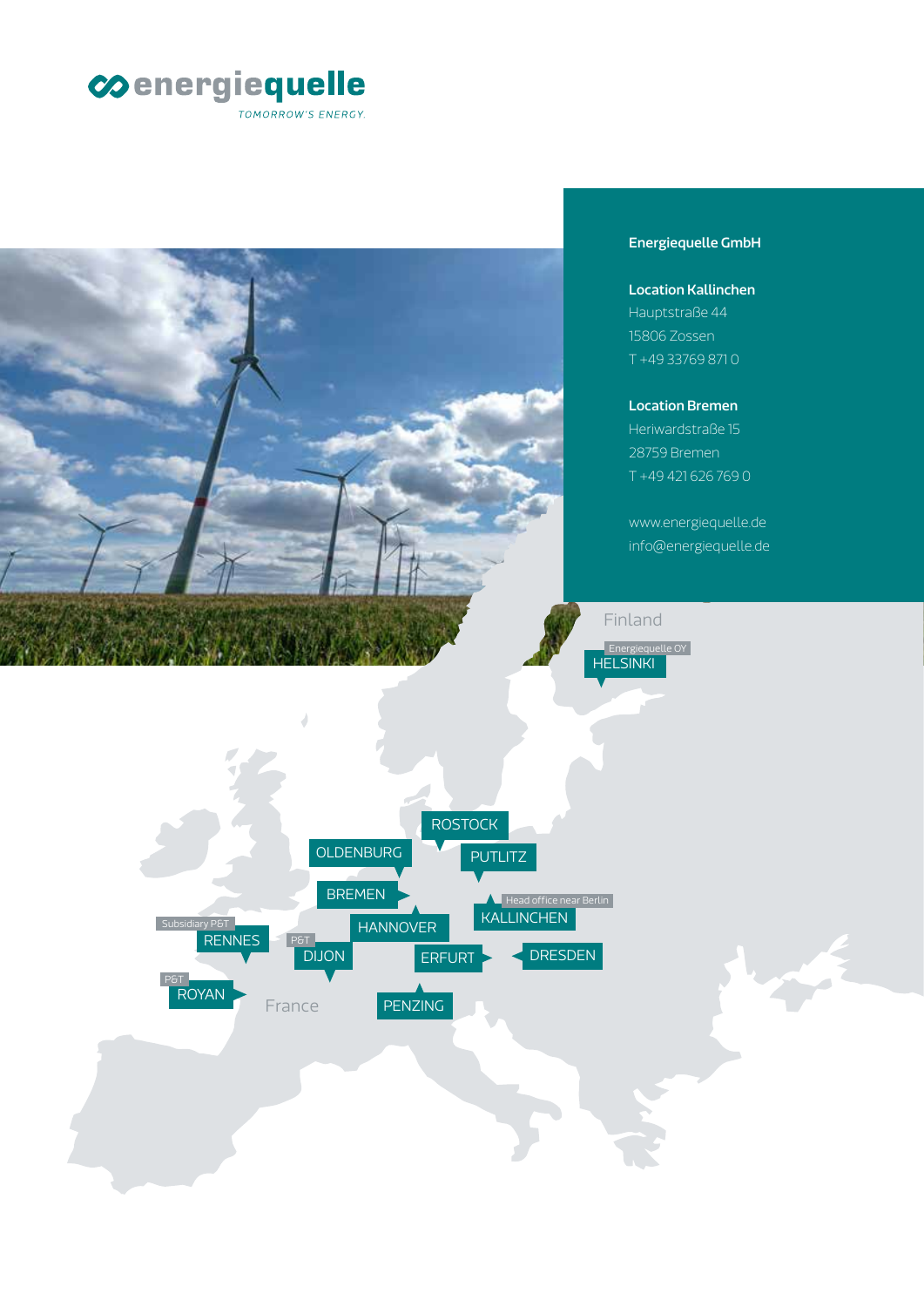energiequelle

TOMORROW'S ENERGY.

**Energiequelle GmbH**

**Location Kallinchen**
Hauptstraße 44
15806 Zossen
T +49 33769 871 0

**Location Bremen**
Heriwardstraße 15
28759 Bremen
T +49 421 626 769 0

www.energiequelle.de
info@energiequelle.de

Finland

Energiequelle OY
HELSINKI

ROSTOCK

OLDENBURG

PUTLITZ

BREMEN

Head office near Berlin
KALLINCHEN

Subsidiary P&T
RENNES

HANNOVER

P&T
DIJON

ERFURT

DRESDEN

P&T
ROYAN

France

PENZING